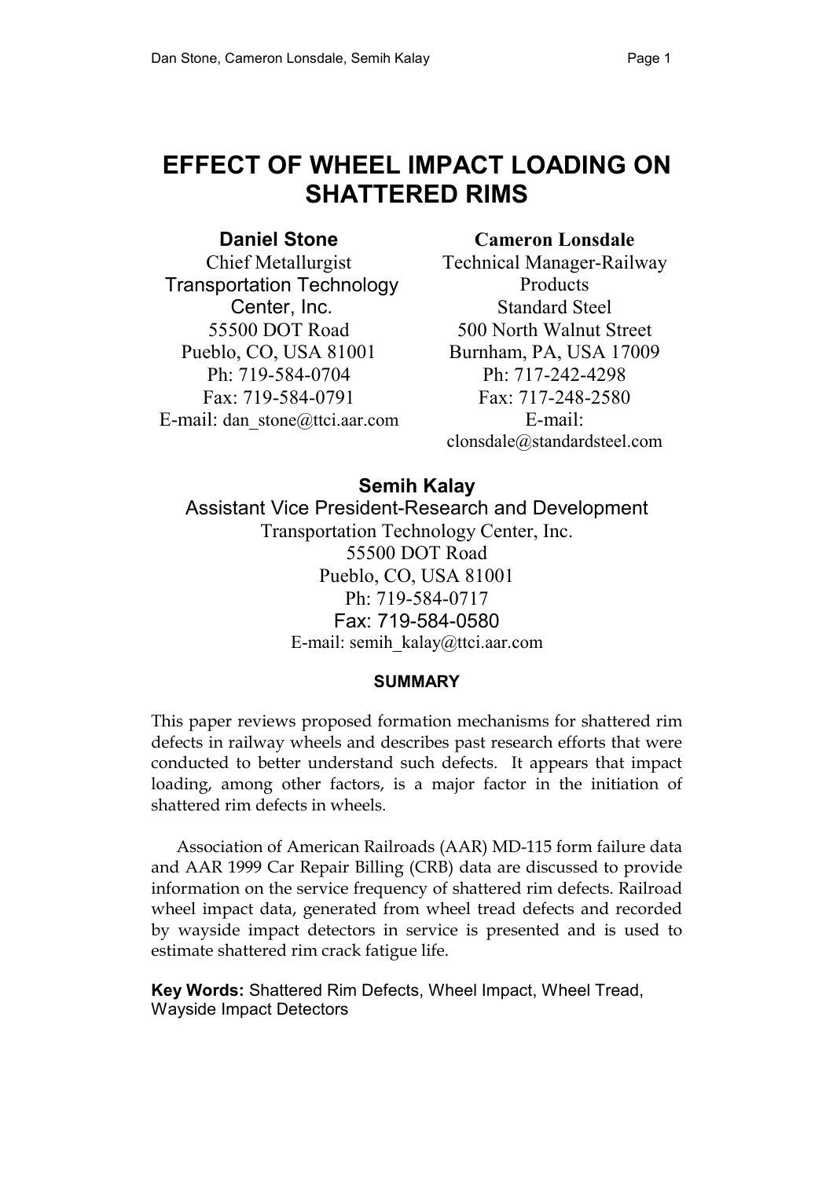# EFFECT OF WHEEL IMPACT LOADING ON SHATTERED RIMS

**Daniel Stone**
Chief Metallurgist
Transportation Technology Center, Inc.
55500 DOT Road
Pueblo, CO, USA 81001
Ph: 719-584-0704
Fax: 719-584-0791
E-mail: dan_stone@ttci.aar.com

**Cameron Lonsdale**
Technical Manager-Railway Products
Standard Steel
500 North Walnut Street
Burnham, PA, USA 17009
Ph: 717-242-4298
Fax: 717-248-2580
E-mail: clonsdale@standardsteel.com

**Semih Kalay**
Assistant Vice President-Research and Development
Transportation Technology Center, Inc.
55500 DOT Road
Pueblo, CO, USA 81001
Ph: 719-584-0717
Fax: 719-584-0580
E-mail: semih_kalay@ttci.aar.com

#### SUMMARY

This paper reviews proposed formation mechanisms for shattered rim defects in railway wheels and describes past research efforts that were conducted to better understand such defects. It appears that impact loading, among other factors, is a major factor in the initiation of shattered rim defects in wheels.

Association of American Railroads (AAR) MD-115 form failure data and AAR 1999 Car Repair Billing (CRB) data are discussed to provide information on the service frequency of shattered rim defects. Railroad wheel impact data, generated from wheel tread defects and recorded by wayside impact detectors in service is presented and is used to estimate shattered rim crack fatigue life.

**Key Words:** Shattered Rim Defects, Wheel Impact, Wheel Tread, Wayside Impact Detectors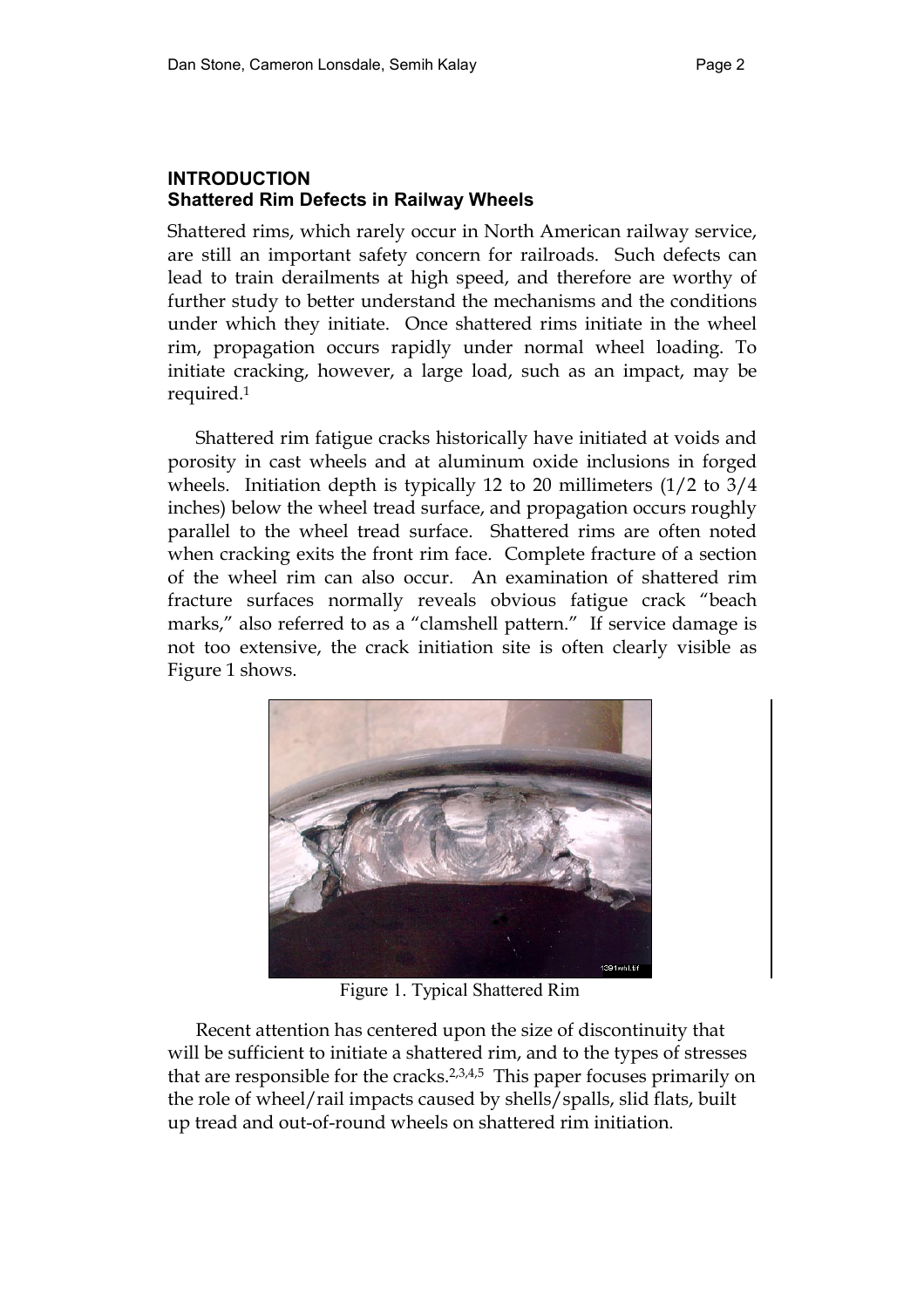## INTRODUCTION

### Shattered Rim Defects in Railway Wheels

Shattered rims, which rarely occur in North American railway service, are still an important safety concern for railroads. Such defects can lead to train derailments at high speed, and therefore are worthy of further study to better understand the mechanisms and the conditions under which they initiate. Once shattered rims initiate in the wheel rim, propagation occurs rapidly under normal wheel loading. To initiate cracking, however, a large load, such as an impact, may be required.[1]

Shattered rim fatigue cracks historically have initiated at voids and porosity in cast wheels and at aluminum oxide inclusions in forged wheels. Initiation depth is typically 12 to 20 millimeters (1/2 to 3/4 inches) below the wheel tread surface, and propagation occurs roughly parallel to the wheel tread surface. Shattered rims are often noted when cracking exits the front rim face. Complete fracture of a section of the wheel rim can also occur. An examination of shattered rim fracture surfaces normally reveals obvious fatigue crack "beach marks," also referred to as a "clamshell pattern." If service damage is not too extensive, the crack initiation site is often clearly visible as Figure 1 shows.

Figure 1. Typical Shattered Rim

Recent attention has centered upon the size of discontinuity that will be sufficient to initiate a shattered rim, and to the types of stresses that are responsible for the cracks.[2,3,4,5] This paper focuses primarily on the role of wheel/rail impacts caused by shells/spalls, slid flats, built up tread and out-of-round wheels on shattered rim initiation.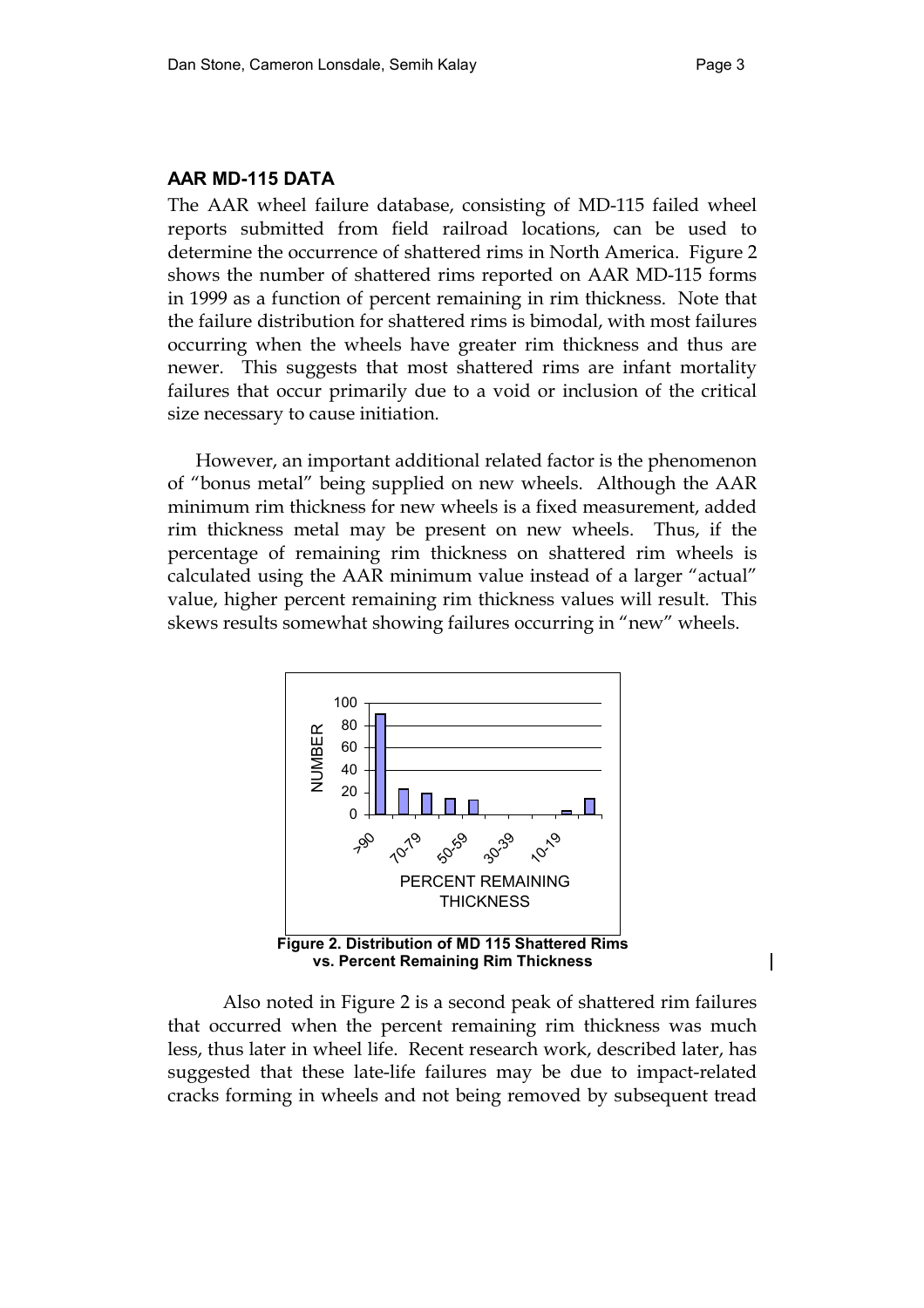## AAR MD-115 DATA

The AAR wheel failure database, consisting of MD-115 failed wheel reports submitted from field railroad locations, can be used to determine the occurrence of shattered rims in North America. Figure 2 shows the number of shattered rims reported on AAR MD-115 forms in 1999 as a function of percent remaining in rim thickness. Note that the failure distribution for shattered rims is bimodal, with most failures occurring when the wheels have greater rim thickness and thus are newer. This suggests that most shattered rims are infant mortality failures that occur primarily due to a void or inclusion of the critical size necessary to cause initiation.

However, an important additional related factor is the phenomenon of "bonus metal" being supplied on new wheels. Although the AAR minimum rim thickness for new wheels is a fixed measurement, added rim thickness metal may be present on new wheels. Thus, if the percentage of remaining rim thickness on shattered rim wheels is calculated using the AAR minimum value instead of a larger "actual" value, higher percent remaining rim thickness values will result. This skews results somewhat showing failures occurring in "new" wheels.

**Figure 2. Distribution of MD 115 Shattered Rims vs. Percent Remaining Rim Thickness**

Also noted in Figure 2 is a second peak of shattered rim failures that occurred when the percent remaining rim thickness was much less, thus later in wheel life. Recent research work, described later, has suggested that these late-life failures may be due to impact-related cracks forming in wheels and not being removed by subsequent tread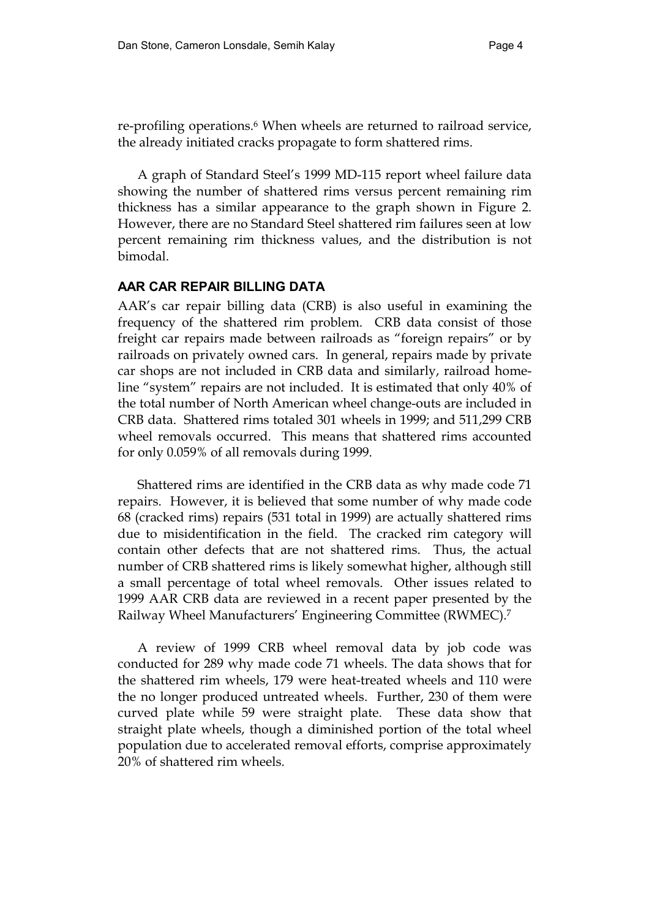re-profiling operations.[6] When wheels are returned to railroad service, the already initiated cracks propagate to form shattered rims.

A graph of Standard Steel's 1999 MD-115 report wheel failure data showing the number of shattered rims versus percent remaining rim thickness has a similar appearance to the graph shown in Figure 2. However, there are no Standard Steel shattered rim failures seen at low percent remaining rim thickness values, and the distribution is not bimodal.

## AAR CAR REPAIR BILLING DATA

AAR's car repair billing data (CRB) is also useful in examining the frequency of the shattered rim problem. CRB data consist of those freight car repairs made between railroads as "foreign repairs" or by railroads on privately owned cars. In general, repairs made by private car shops are not included in CRB data and similarly, railroad home-line "system" repairs are not included. It is estimated that only 40% of the total number of North American wheel change-outs are included in CRB data. Shattered rims totaled 301 wheels in 1999; and 511,299 CRB wheel removals occurred. This means that shattered rims accounted for only 0.059% of all removals during 1999.

Shattered rims are identified in the CRB data as why made code 71 repairs. However, it is believed that some number of why made code 68 (cracked rims) repairs (531 total in 1999) are actually shattered rims due to misidentification in the field. The cracked rim category will contain other defects that are not shattered rims. Thus, the actual number of CRB shattered rims is likely somewhat higher, although still a small percentage of total wheel removals. Other issues related to 1999 AAR CRB data are reviewed in a recent paper presented by the Railway Wheel Manufacturers' Engineering Committee (RWMEC).[7]

A review of 1999 CRB wheel removal data by job code was conducted for 289 why made code 71 wheels. The data shows that for the shattered rim wheels, 179 were heat-treated wheels and 110 were the no longer produced untreated wheels. Further, 230 of them were curved plate while 59 were straight plate. These data show that straight plate wheels, though a diminished portion of the total wheel population due to accelerated removal efforts, comprise approximately 20% of shattered rim wheels.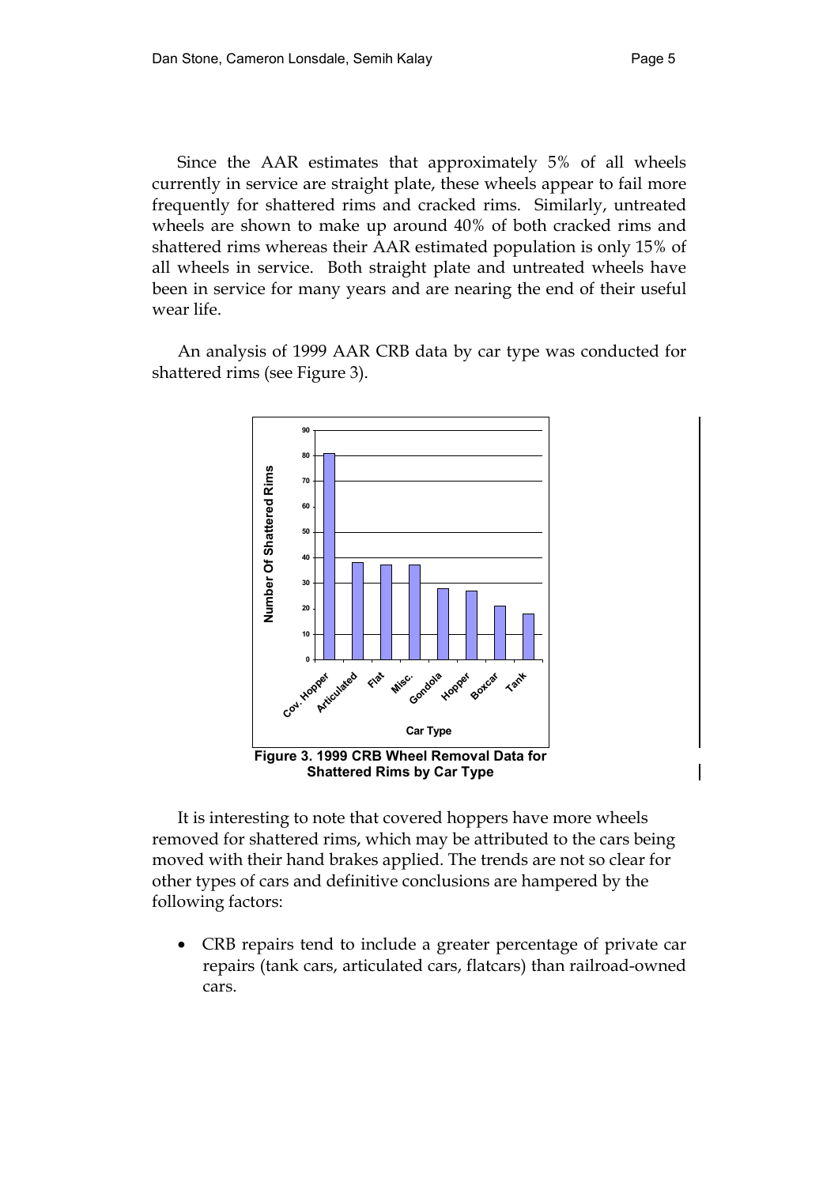Since the AAR estimates that approximately 5% of all wheels currently in service are straight plate, these wheels appear to fail more frequently for shattered rims and cracked rims. Similarly, untreated wheels are shown to make up around 40% of both cracked rims and shattered rims whereas their AAR estimated population is only 15% of all wheels in service. Both straight plate and untreated wheels have been in service for many years and are nearing the end of their useful wear life.

An analysis of 1999 AAR CRB data by car type was conducted for shattered rims (see Figure 3).

**Figure 3. 1999 CRB Wheel Removal Data for Shattered Rims by Car Type**

It is interesting to note that covered hoppers have more wheels removed for shattered rims, which may be attributed to the cars being moved with their hand brakes applied. The trends are not so clear for other types of cars and definitive conclusions are hampered by the following factors:

- CRB repairs tend to include a greater percentage of private car repairs (tank cars, articulated cars, flatcars) than railroad-owned cars.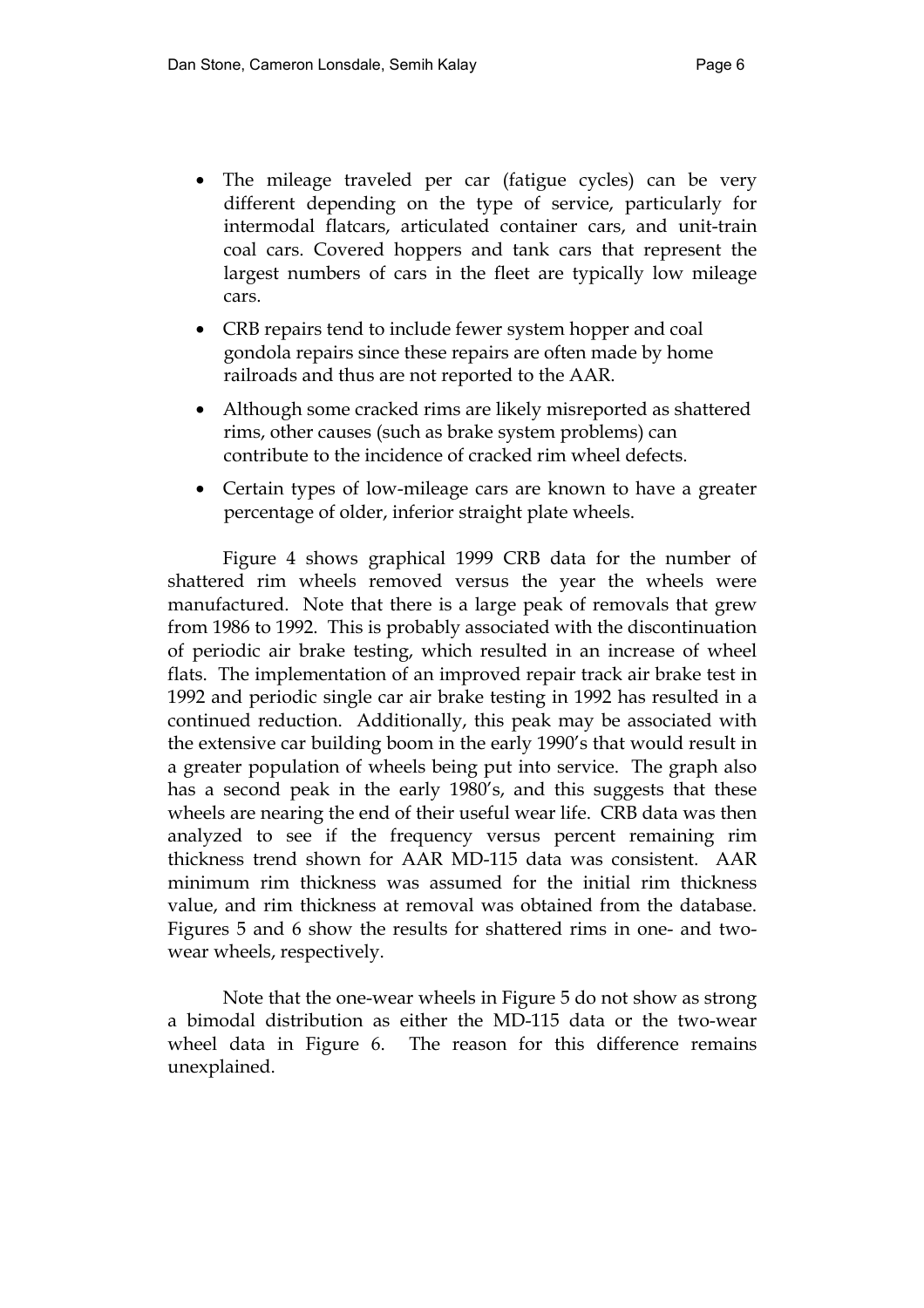- The mileage traveled per car (fatigue cycles) can be very different depending on the type of service, particularly for intermodal flatcars, articulated container cars, and unit-train coal cars. Covered hoppers and tank cars that represent the largest numbers of cars in the fleet are typically low mileage cars.
- CRB repairs tend to include fewer system hopper and coal gondola repairs since these repairs are often made by home railroads and thus are not reported to the AAR.
- Although some cracked rims are likely misreported as shattered rims, other causes (such as brake system problems) can contribute to the incidence of cracked rim wheel defects.
- Certain types of low-mileage cars are known to have a greater percentage of older, inferior straight plate wheels.

Figure 4 shows graphical 1999 CRB data for the number of shattered rim wheels removed versus the year the wheels were manufactured. Note that there is a large peak of removals that grew from 1986 to 1992. This is probably associated with the discontinuation of periodic air brake testing, which resulted in an increase of wheel flats. The implementation of an improved repair track air brake test in 1992 and periodic single car air brake testing in 1992 has resulted in a continued reduction. Additionally, this peak may be associated with the extensive car building boom in the early 1990's that would result in a greater population of wheels being put into service. The graph also has a second peak in the early 1980's, and this suggests that these wheels are nearing the end of their useful wear life. CRB data was then analyzed to see if the frequency versus percent remaining rim thickness trend shown for AAR MD-115 data was consistent. AAR minimum rim thickness was assumed for the initial rim thickness value, and rim thickness at removal was obtained from the database. Figures 5 and 6 show the results for shattered rims in one- and two-wear wheels, respectively.

Note that the one-wear wheels in Figure 5 do not show as strong a bimodal distribution as either the MD-115 data or the two-wear wheel data in Figure 6. The reason for this difference remains unexplained.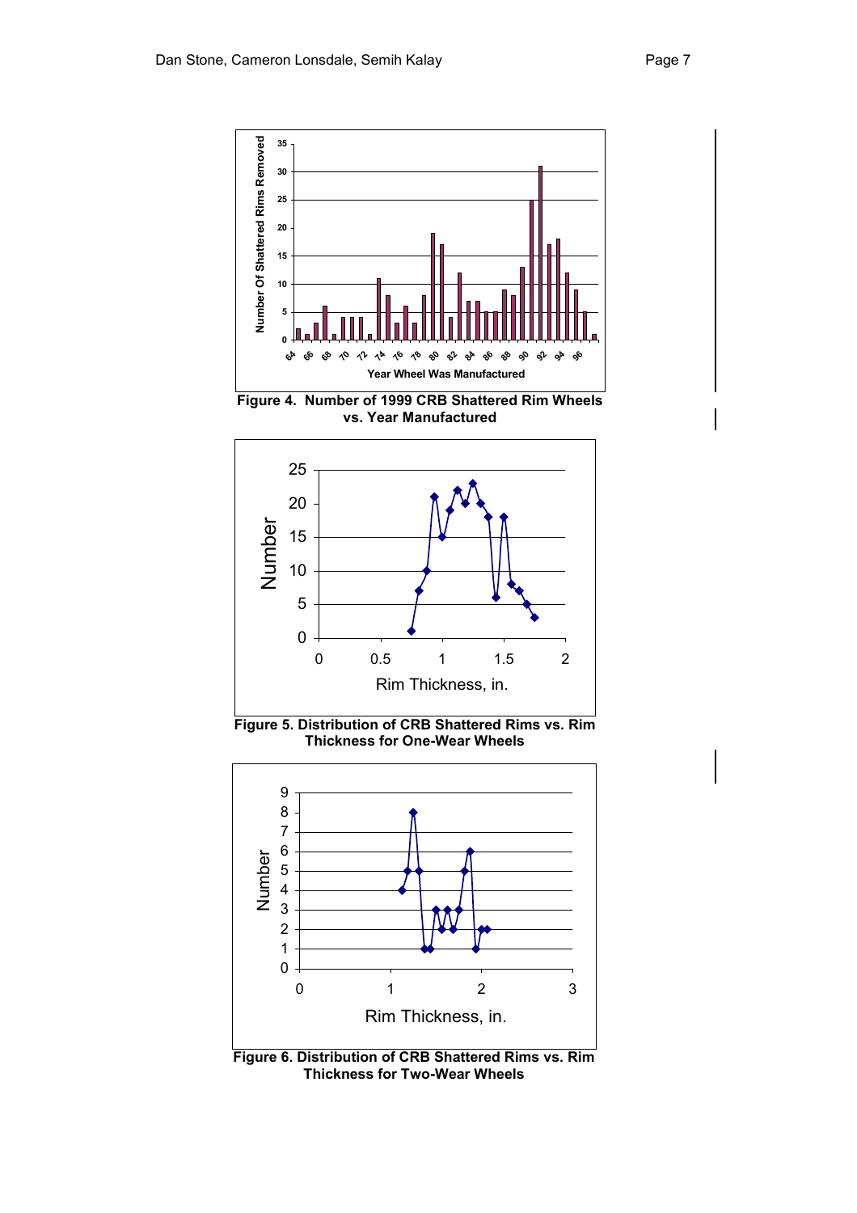Figure 4. Number of 1999 CRB Shattered Rim Wheels vs. Year Manufactured

Figure 5. Distribution of CRB Shattered Rims vs. Rim Thickness for One-Wear Wheels

Figure 6. Distribution of CRB Shattered Rims vs. Rim Thickness for Two-Wear Wheels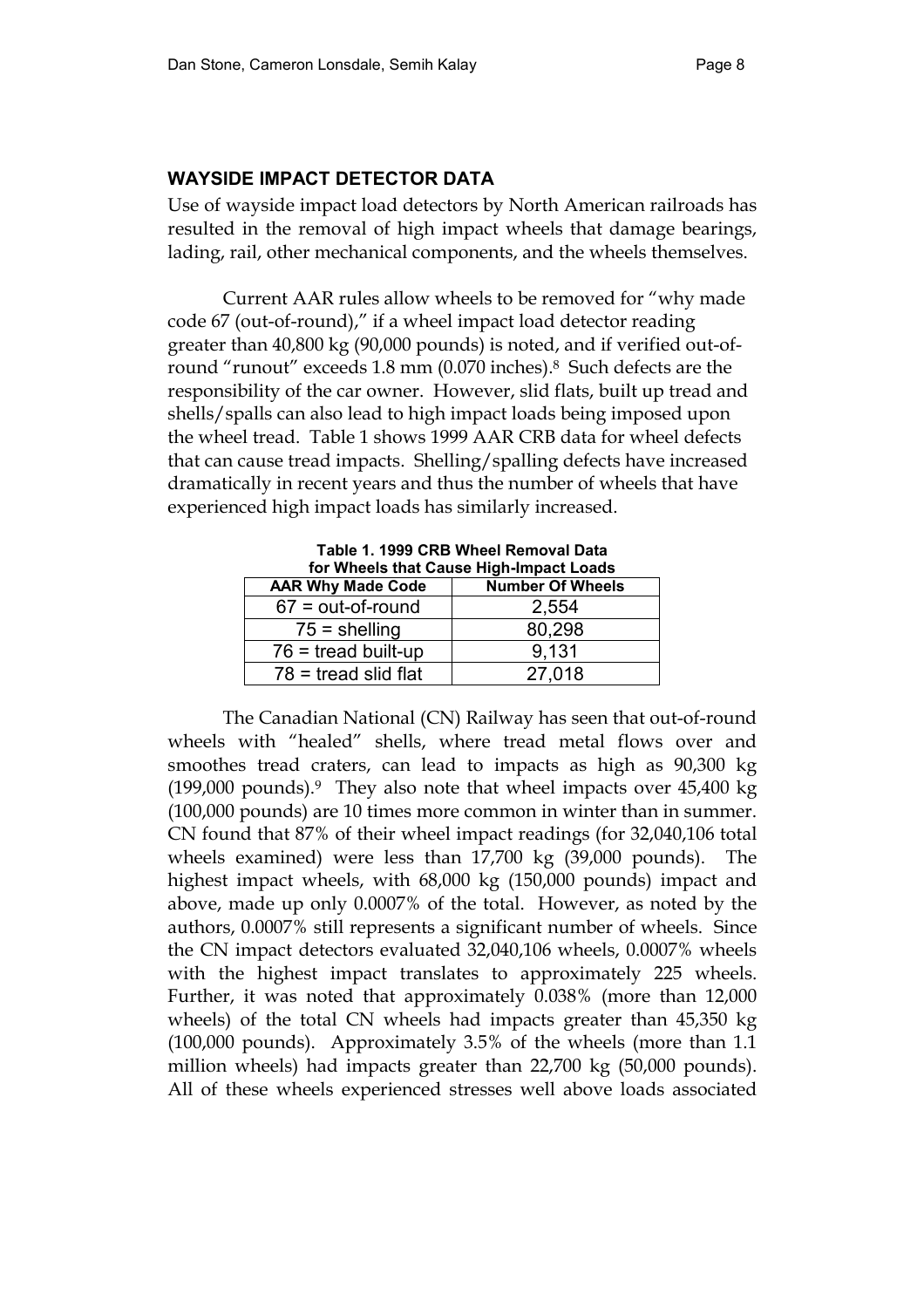## WAYSIDE IMPACT DETECTOR DATA

Use of wayside impact load detectors by North American railroads has resulted in the removal of high impact wheels that damage bearings, lading, rail, other mechanical components, and the wheels themselves.

Current AAR rules allow wheels to be removed for "why made code 67 (out-of-round)," if a wheel impact load detector reading greater than 40,800 kg (90,000 pounds) is noted, and if verified out-of-round "runout" exceeds 1.8 mm (0.070 inches).[8] Such defects are the responsibility of the car owner. However, slid flats, built up tread and shells/spalls can also lead to high impact loads being imposed upon the wheel tread. Table 1 shows 1999 AAR CRB data for wheel defects that can cause tread impacts. Shelling/spalling defects have increased dramatically in recent years and thus the number of wheels that have experienced high impact loads has similarly increased.

**Table 1. 1999 CRB Wheel Removal Data for Wheels that Cause High-Impact Loads**

| AAR Why Made Code | Number Of Wheels |
|---|---|
| 67 = out-of-round | 2,554 |
| 75 = shelling | 80,298 |
| 76 = tread built-up | 9,131 |
| 78 = tread slid flat | 27,018 |

The Canadian National (CN) Railway has seen that out-of-round wheels with "healed" shells, where tread metal flows over and smoothes tread craters, can lead to impacts as high as 90,300 kg (199,000 pounds).[9] They also note that wheel impacts over 45,400 kg (100,000 pounds) are 10 times more common in winter than in summer. CN found that 87% of their wheel impact readings (for 32,040,106 total wheels examined) were less than 17,700 kg (39,000 pounds). The highest impact wheels, with 68,000 kg (150,000 pounds) impact and above, made up only 0.0007% of the total. However, as noted by the authors, 0.0007% still represents a significant number of wheels. Since the CN impact detectors evaluated 32,040,106 wheels, 0.0007% wheels with the highest impact translates to approximately 225 wheels. Further, it was noted that approximately 0.038% (more than 12,000 wheels) of the total CN wheels had impacts greater than 45,350 kg (100,000 pounds). Approximately 3.5% of the wheels (more than 1.1 million wheels) had impacts greater than 22,700 kg (50,000 pounds). All of these wheels experienced stresses well above loads associated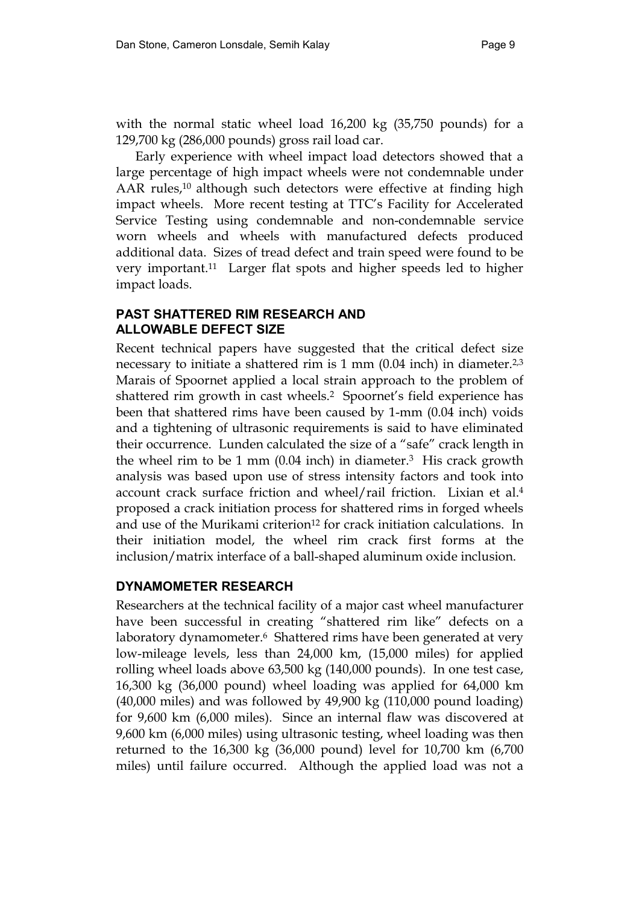with the normal static wheel load 16,200 kg (35,750 pounds) for a 129,700 kg (286,000 pounds) gross rail load car.

Early experience with wheel impact load detectors showed that a large percentage of high impact wheels were not condemnable under AAR rules,[10] although such detectors were effective at finding high impact wheels. More recent testing at TTC's Facility for Accelerated Service Testing using condemnable and non-condemnable service worn wheels and wheels with manufactured defects produced additional data. Sizes of tread defect and train speed were found to be very important.[11] Larger flat spots and higher speeds led to higher impact loads.

## PAST SHATTERED RIM RESEARCH AND ALLOWABLE DEFECT SIZE

Recent technical papers have suggested that the critical defect size necessary to initiate a shattered rim is 1 mm (0.04 inch) in diameter.[2,3] Marais of Spoornet applied a local strain approach to the problem of shattered rim growth in cast wheels.[2] Spoornet's field experience has been that shattered rims have been caused by 1-mm (0.04 inch) voids and a tightening of ultrasonic requirements is said to have eliminated their occurrence. Lunden calculated the size of a "safe" crack length in the wheel rim to be 1 mm (0.04 inch) in diameter.[3] His crack growth analysis was based upon use of stress intensity factors and took into account crack surface friction and wheel/rail friction. Lixian et al.[4] proposed a crack initiation process for shattered rims in forged wheels and use of the Murikami criterion[12] for crack initiation calculations. In their initiation model, the wheel rim crack first forms at the inclusion/matrix interface of a ball-shaped aluminum oxide inclusion.

## DYNAMOMETER RESEARCH

Researchers at the technical facility of a major cast wheel manufacturer have been successful in creating "shattered rim like" defects on a laboratory dynamometer.[6] Shattered rims have been generated at very low-mileage levels, less than 24,000 km, (15,000 miles) for applied rolling wheel loads above 63,500 kg (140,000 pounds). In one test case, 16,300 kg (36,000 pound) wheel loading was applied for 64,000 km (40,000 miles) and was followed by 49,900 kg (110,000 pound loading) for 9,600 km (6,000 miles). Since an internal flaw was discovered at 9,600 km (6,000 miles) using ultrasonic testing, wheel loading was then returned to the 16,300 kg (36,000 pound) level for 10,700 km (6,700 miles) until failure occurred. Although the applied load was not a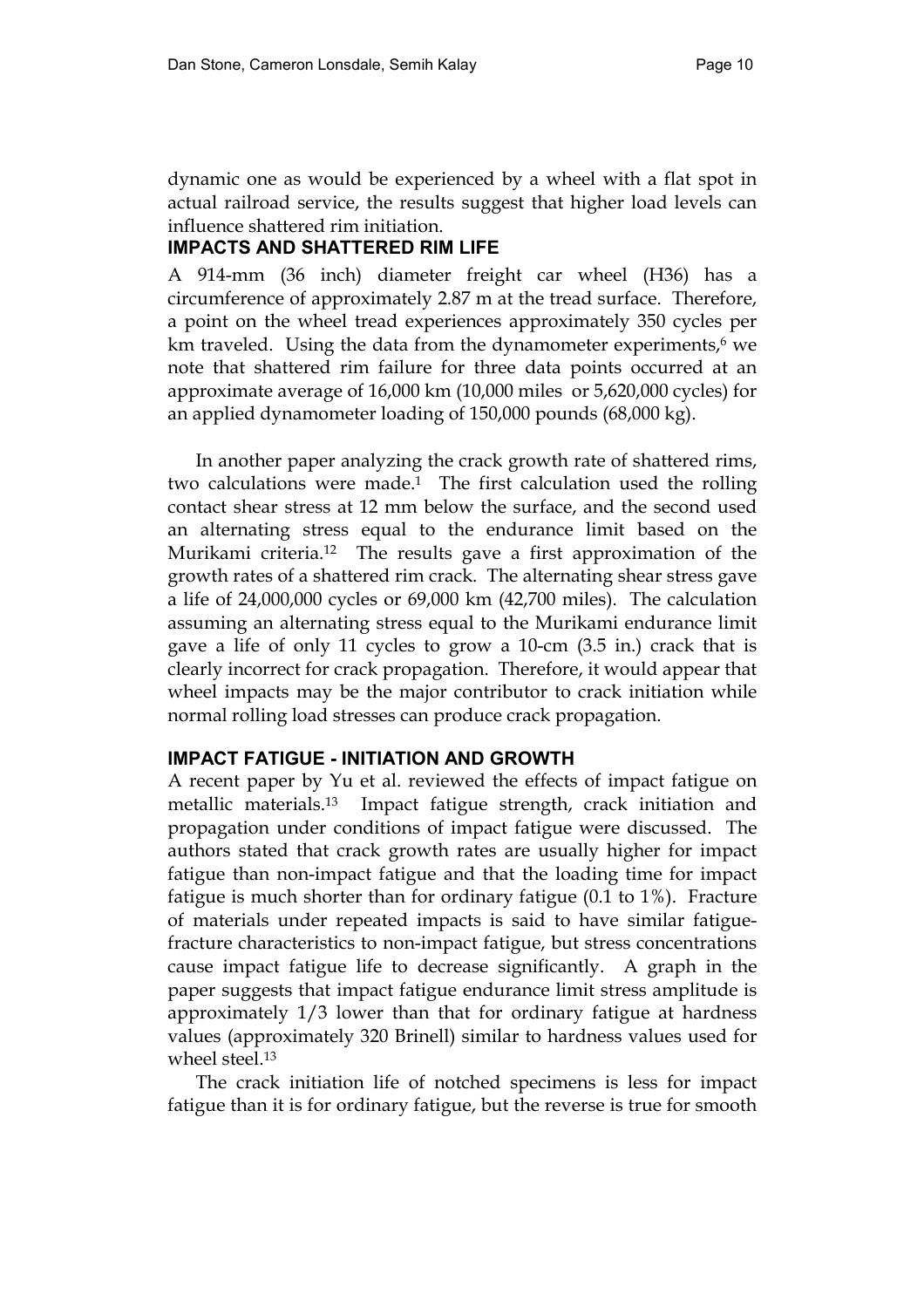dynamic one as would be experienced by a wheel with a flat spot in actual railroad service, the results suggest that higher load levels can influence shattered rim initiation.

## IMPACTS AND SHATTERED RIM LIFE

A 914-mm (36 inch) diameter freight car wheel (H36) has a circumference of approximately 2.87 m at the tread surface. Therefore, a point on the wheel tread experiences approximately 350 cycles per km traveled. Using the data from the dynamometer experiments,[6] we note that shattered rim failure for three data points occurred at an approximate average of 16,000 km (10,000 miles or 5,620,000 cycles) for an applied dynamometer loading of 150,000 pounds (68,000 kg).

In another paper analyzing the crack growth rate of shattered rims, two calculations were made.[1] The first calculation used the rolling contact shear stress at 12 mm below the surface, and the second used an alternating stress equal to the endurance limit based on the Murikami criteria.[12] The results gave a first approximation of the growth rates of a shattered rim crack. The alternating shear stress gave a life of 24,000,000 cycles or 69,000 km (42,700 miles). The calculation assuming an alternating stress equal to the Murikami endurance limit gave a life of only 11 cycles to grow a 10-cm (3.5 in.) crack that is clearly incorrect for crack propagation. Therefore, it would appear that wheel impacts may be the major contributor to crack initiation while normal rolling load stresses can produce crack propagation.

## IMPACT FATIGUE - INITIATION AND GROWTH

A recent paper by Yu et al. reviewed the effects of impact fatigue on metallic materials.[13] Impact fatigue strength, crack initiation and propagation under conditions of impact fatigue were discussed. The authors stated that crack growth rates are usually higher for impact fatigue than non-impact fatigue and that the loading time for impact fatigue is much shorter than for ordinary fatigue (0.1 to 1%). Fracture of materials under repeated impacts is said to have similar fatigue-fracture characteristics to non-impact fatigue, but stress concentrations cause impact fatigue life to decrease significantly. A graph in the paper suggests that impact fatigue endurance limit stress amplitude is approximately 1/3 lower than that for ordinary fatigue at hardness values (approximately 320 Brinell) similar to hardness values used for wheel steel.[13]

The crack initiation life of notched specimens is less for impact fatigue than it is for ordinary fatigue, but the reverse is true for smooth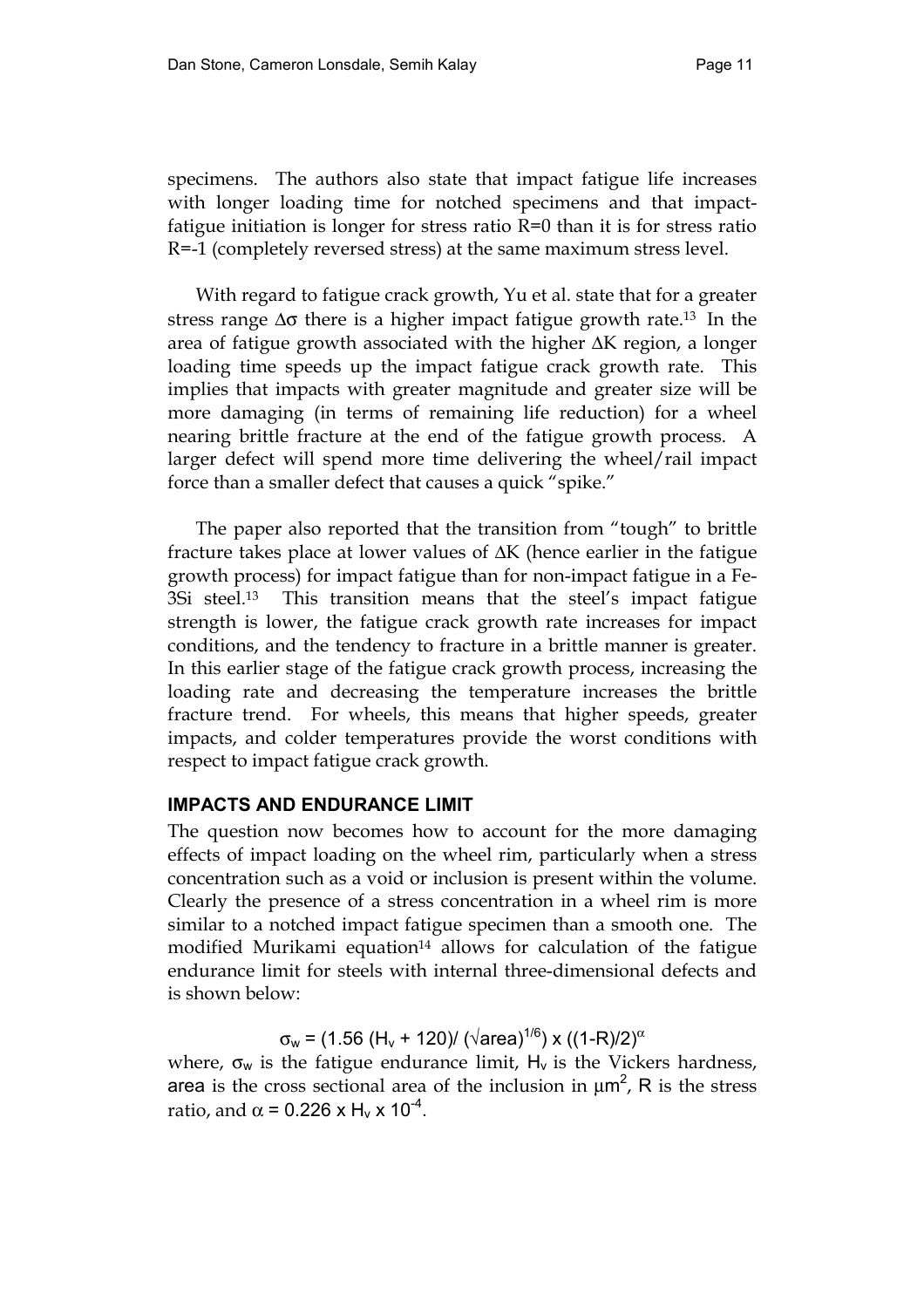specimens. The authors also state that impact fatigue life increases with longer loading time for notched specimens and that impact-fatigue initiation is longer for stress ratio R=0 than it is for stress ratio R=-1 (completely reversed stress) at the same maximum stress level.

With regard to fatigue crack growth, Yu et al. state that for a greater stress range $\Delta\sigma$ there is a higher impact fatigue growth rate.[13] In the area of fatigue growth associated with the higher $\Delta K$ region, a longer loading time speeds up the impact fatigue crack growth rate. This implies that impacts with greater magnitude and greater size will be more damaging (in terms of remaining life reduction) for a wheel nearing brittle fracture at the end of the fatigue growth process. A larger defect will spend more time delivering the wheel/rail impact force than a smaller defect that causes a quick "spike."

The paper also reported that the transition from "tough" to brittle fracture takes place at lower values of $\Delta K$ (hence earlier in the fatigue growth process) for impact fatigue than for non-impact fatigue in a Fe-3Si steel.[13] This transition means that the steel's impact fatigue strength is lower, the fatigue crack growth rate increases for impact conditions, and the tendency to fracture in a brittle manner is greater. In this earlier stage of the fatigue crack growth process, increasing the loading rate and decreasing the temperature increases the brittle fracture trend. For wheels, this means that higher speeds, greater impacts, and colder temperatures provide the worst conditions with respect to impact fatigue crack growth.

## IMPACTS AND ENDURANCE LIMIT

The question now becomes how to account for the more damaging effects of impact loading on the wheel rim, particularly when a stress concentration such as a void or inclusion is present within the volume. Clearly the presence of a stress concentration in a wheel rim is more similar to a notched impact fatigue specimen than a smooth one. The modified Murikami equation[14] allows for calculation of the fatigue endurance limit for steels with internal three-dimensional defects and is shown below:

$$\sigma_w = (1.56\,(H_v + 120)/\,(\sqrt{\text{area}})^{1/6}) \times ((1-R)/2)^{\alpha}$$

where, $\sigma_w$ is the fatigue endurance limit, $H_v$ is the Vickers hardness, area is the cross sectional area of the inclusion in $\mu m^2$, R is the stress ratio, and $\alpha = 0.226 \times H_v \times 10^{-4}$.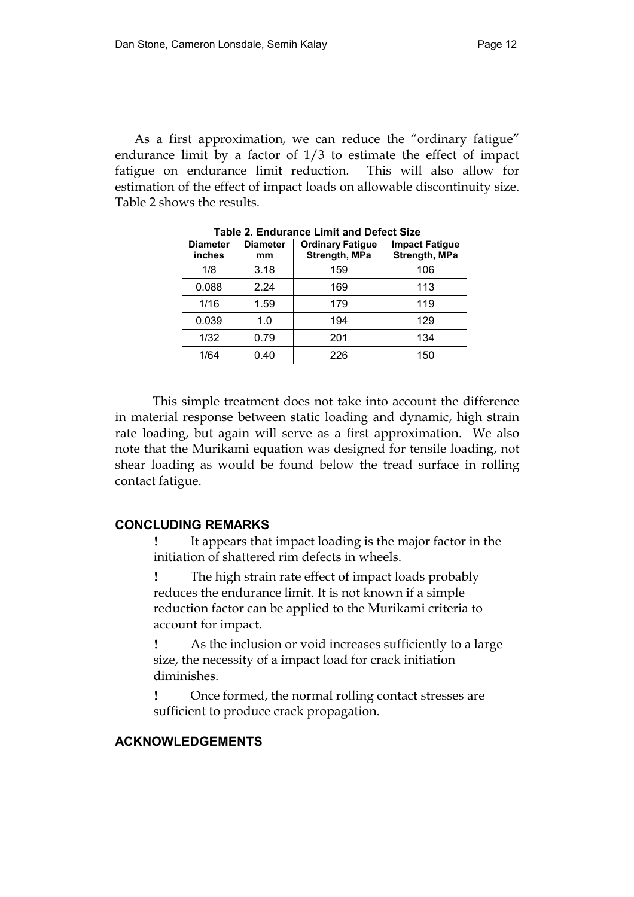As a first approximation, we can reduce the "ordinary fatigue" endurance limit by a factor of 1/3 to estimate the effect of impact fatigue on endurance limit reduction. This will also allow for estimation of the effect of impact loads on allowable discontinuity size. Table 2 shows the results.

**Table 2. Endurance Limit and Defect Size**

| Diameter inches | Diameter mm | Ordinary Fatigue Strength, MPa | Impact Fatigue Strength, MPa |
|---|---|---|---|
| 1/8 | 3.18 | 159 | 106 |
| 0.088 | 2.24 | 169 | 113 |
| 1/16 | 1.59 | 179 | 119 |
| 0.039 | 1.0 | 194 | 129 |
| 1/32 | 0.79 | 201 | 134 |
| 1/64 | 0.40 | 226 | 150 |

This simple treatment does not take into account the difference in material response between static loading and dynamic, high strain rate loading, but again will serve as a first approximation. We also note that the Murikami equation was designed for tensile loading, not shear loading as would be found below the tread surface in rolling contact fatigue.

## CONCLUDING REMARKS

- It appears that impact loading is the major factor in the initiation of shattered rim defects in wheels.
- The high strain rate effect of impact loads probably reduces the endurance limit. It is not known if a simple reduction factor can be applied to the Murikami criteria to account for impact.
- As the inclusion or void increases sufficiently to a large size, the necessity of a impact load for crack initiation diminishes.
- Once formed, the normal rolling contact stresses are sufficient to produce crack propagation.

## ACKNOWLEDGEMENTS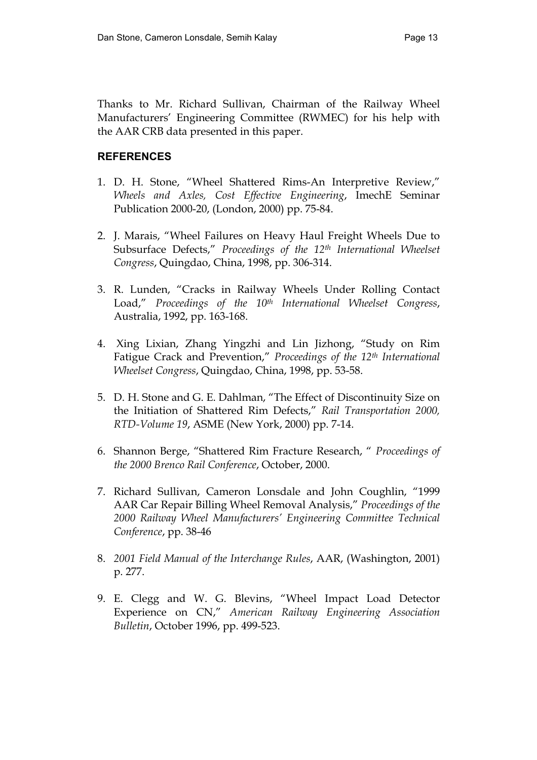Thanks to Mr. Richard Sullivan, Chairman of the Railway Wheel Manufacturers' Engineering Committee (RWMEC) for his help with the AAR CRB data presented in this paper.

## REFERENCES

1. D. H. Stone, "Wheel Shattered Rims-An Interpretive Review," *Wheels and Axles, Cost Effective Engineering*, ImechE Seminar Publication 2000-20, (London, 2000) pp. 75-84.

2. J. Marais, "Wheel Failures on Heavy Haul Freight Wheels Due to Subsurface Defects," *Proceedings of the 12th International Wheelset Congress*, Quingdao, China, 1998, pp. 306-314.

3. R. Lunden, "Cracks in Railway Wheels Under Rolling Contact Load," *Proceedings of the 10th International Wheelset Congress*, Australia, 1992, pp. 163-168.

4. Xing Lixian, Zhang Yingzhi and Lin Jizhong, "Study on Rim Fatigue Crack and Prevention," *Proceedings of the 12th International Wheelset Congress*, Quingdao, China, 1998, pp. 53-58.

5. D. H. Stone and G. E. Dahlman, "The Effect of Discontinuity Size on the Initiation of Shattered Rim Defects," *Rail Transportation 2000, RTD-Volume 19*, ASME (New York, 2000) pp. 7-14.

6. Shannon Berge, "Shattered Rim Fracture Research, " *Proceedings of the 2000 Brenco Rail Conference*, October, 2000.

7. Richard Sullivan, Cameron Lonsdale and John Coughlin, "1999 AAR Car Repair Billing Wheel Removal Analysis," *Proceedings of the 2000 Railway Wheel Manufacturers' Engineering Committee Technical Conference*, pp. 38-46

8. *2001 Field Manual of the Interchange Rules*, AAR, (Washington, 2001) p. 277.

9. E. Clegg and W. G. Blevins, "Wheel Impact Load Detector Experience on CN," *American Railway Engineering Association Bulletin*, October 1996, pp. 499-523.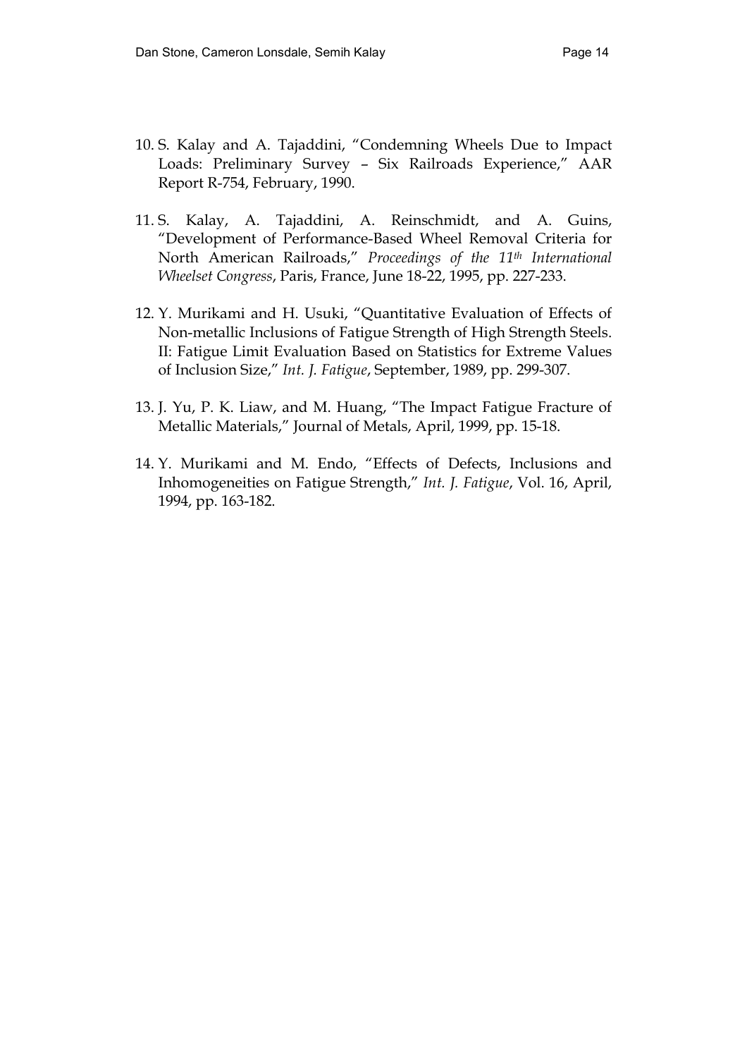10. S. Kalay and A. Tajaddini, "Condemning Wheels Due to Impact Loads: Preliminary Survey – Six Railroads Experience," AAR Report R-754, February, 1990.

11. S. Kalay, A. Tajaddini, A. Reinschmidt, and A. Guins, "Development of Performance-Based Wheel Removal Criteria for North American Railroads," *Proceedings of the 11th International Wheelset Congress*, Paris, France, June 18-22, 1995, pp. 227-233.

12. Y. Murikami and H. Usuki, "Quantitative Evaluation of Effects of Non-metallic Inclusions of Fatigue Strength of High Strength Steels. II: Fatigue Limit Evaluation Based on Statistics for Extreme Values of Inclusion Size," *Int. J. Fatigue*, September, 1989, pp. 299-307.

13. J. Yu, P. K. Liaw, and M. Huang, "The Impact Fatigue Fracture of Metallic Materials," Journal of Metals, April, 1999, pp. 15-18.

14. Y. Murikami and M. Endo, "Effects of Defects, Inclusions and Inhomogeneities on Fatigue Strength," *Int. J. Fatigue*, Vol. 16, April, 1994, pp. 163-182.